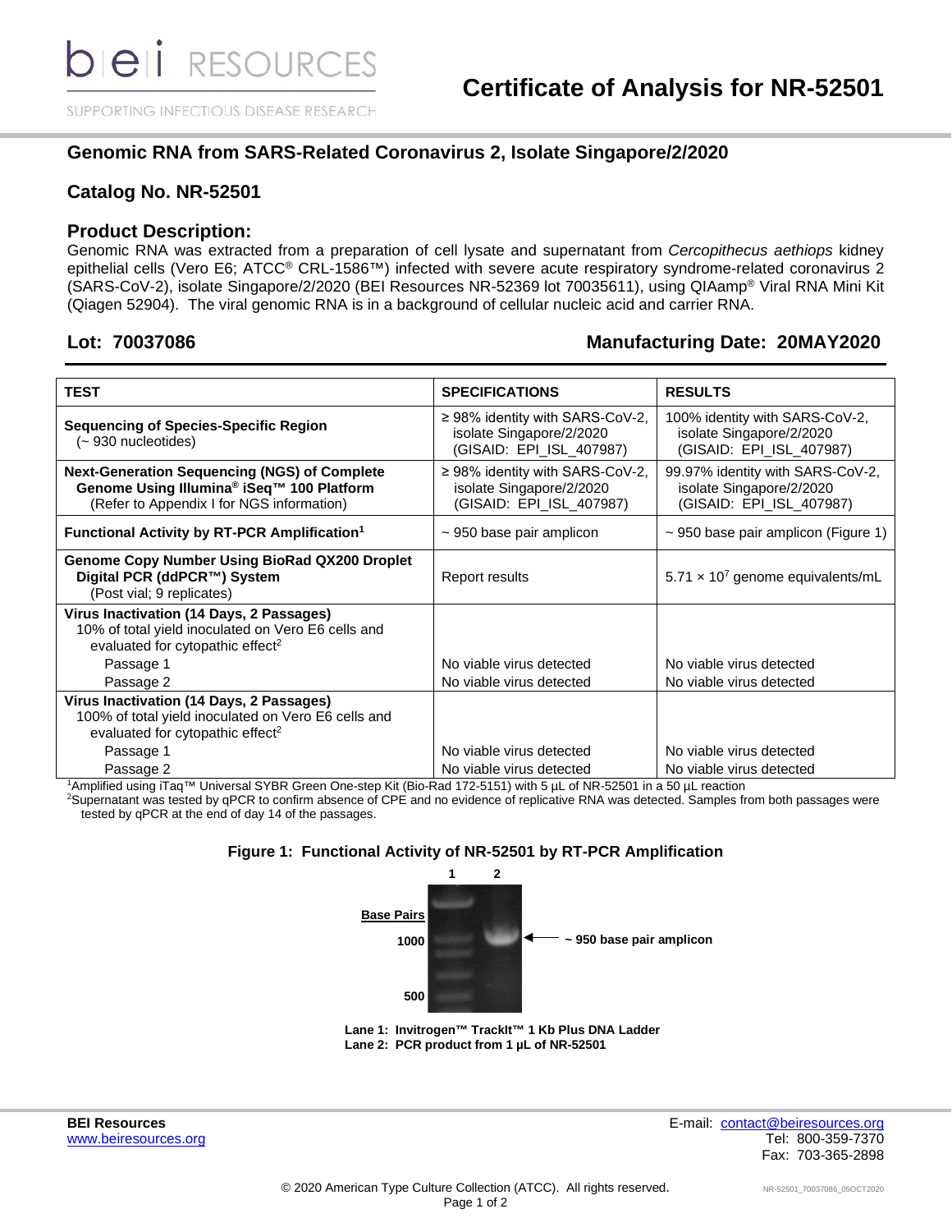# Certificate of Analysis for NR-52501

## Genomic RNA from SARS-Related Coronavirus 2, Isolate Singapore/2/2020

## Catalog No. NR-52501

## Product Description:

Genomic RNA was extracted from a preparation of cell lysate and supernatant from *Cercopithecus aethiops* kidney epithelial cells (Vero E6; ATCC® CRL-1586™) infected with severe acute respiratory syndrome-related coronavirus 2 (SARS-CoV-2), isolate Singapore/2/2020 (BEI Resources NR-52369 lot 70035611), using QIAamp® Viral RNA Mini Kit (Qiagen 52904). The viral genomic RNA is in a background of cellular nucleic acid and carrier RNA.

**Lot: 70037086** **Manufacturing Date: 20MAY2020**

| TEST | SPECIFICATIONS | RESULTS |
|---|---|---|
| **Sequencing of Species-Specific Region** (~ 930 nucleotides) | ≥ 98% identity with SARS-CoV-2, isolate Singapore/2/2020 (GISAID: EPI_ISL_407987) | 100% identity with SARS-CoV-2, isolate Singapore/2/2020 (GISAID: EPI_ISL_407987) |
| **Next-Generation Sequencing (NGS) of Complete Genome Using Illumina® iSeq™ 100 Platform** (Refer to Appendix I for NGS information) | ≥ 98% identity with SARS-CoV-2, isolate Singapore/2/2020 (GISAID: EPI_ISL_407987) | 99.97% identity with SARS-CoV-2, isolate Singapore/2/2020 (GISAID: EPI_ISL_407987) |
| **Functional Activity by RT-PCR Amplification**[1] | ~ 950 base pair amplicon | ~ 950 base pair amplicon (Figure 1) |
| **Genome Copy Number Using BioRad QX200 Droplet Digital PCR (ddPCR™) System** (Post vial; 9 replicates) | Report results | $5.71 \times 10^7$ genome equivalents/mL |
| **Virus Inactivation (14 Days, 2 Passages)** 10% of total yield inoculated on Vero E6 cells and evaluated for cytopathic effect[2] | | |
| Passage 1 | No viable virus detected | No viable virus detected |
| Passage 2 | No viable virus detected | No viable virus detected |
| **Virus Inactivation (14 Days, 2 Passages)** 100% of total yield inoculated on Vero E6 cells and evaluated for cytopathic effect[2] | | |
| Passage 1 | No viable virus detected | No viable virus detected |
| Passage 2 | No viable virus detected | No viable virus detected |

[1]Amplified using iTaq™ Universal SYBR Green One-step Kit (Bio-Rad 172-5151) with 5 µL of NR-52501 in a 50 µL reaction

[2]Supernatant was tested by qPCR to confirm absence of CPE and no evidence of replicative RNA was detected. Samples from both passages were tested by qPCR at the end of day 14 of the passages.

**Figure 1: Functional Activity of NR-52501 by RT-PCR Amplification**

1 2

Base Pairs

1000

500

~ 950 base pair amplicon

**Lane 1: Invitrogen™ TrackIt™ 1 Kb Plus DNA Ladder**
**Lane 2: PCR product from 1 µL of NR-52501**

**BEI Resources**
www.beiresources.org

E-mail: contact@beiresources.org
Tel: 800-359-7370
Fax: 703-365-2898

© 2020 American Type Culture Collection (ATCC). All rights reserved.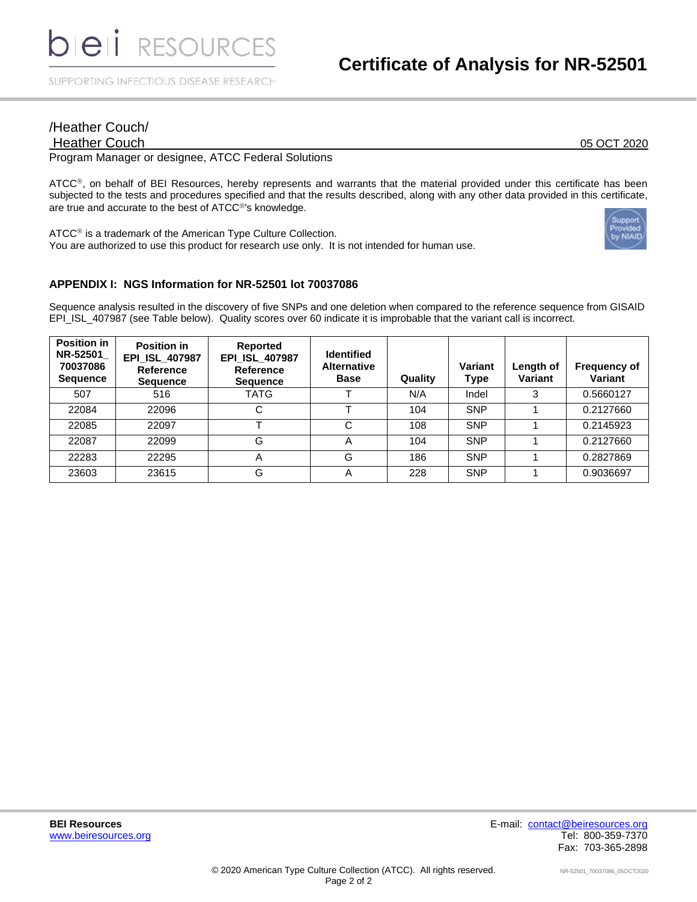/Heather Couch/
Heather Couch 05 OCT 2020

Program Manager or designee, ATCC Federal Solutions

ATCC®, on behalf of BEI Resources, hereby represents and warrants that the material provided under this certificate has been subjected to the tests and procedures specified and that the results described, along with any other data provided in this certificate, are true and accurate to the best of ATCC®'s knowledge.

ATCC® is a trademark of the American Type Culture Collection.
You are authorized to use this product for research use only. It is not intended for human use.

### APPENDIX I: NGS Information for NR-52501 lot 70037086

Sequence analysis resulted in the discovery of five SNPs and one deletion when compared to the reference sequence from GISAID EPI_ISL_407987 (see Table below). Quality scores over 60 indicate it is improbable that the variant call is incorrect.

| Position in NR-52501_70037086 Sequence | Position in EPI_ISL_407987 Reference Sequence | Reported EPI_ISL_407987 Reference Sequence | Identified Alternative Base | Quality | Variant Type | Length of Variant | Frequency of Variant |
|---|---|---|---|---|---|---|---|
| 507 | 516 | TATG | T | N/A | Indel | 3 | 0.5660127 |
| 22084 | 22096 | C | T | 104 | SNP | 1 | 0.2127660 |
| 22085 | 22097 | T | C | 108 | SNP | 1 | 0.2145923 |
| 22087 | 22099 | G | A | 104 | SNP | 1 | 0.2127660 |
| 22283 | 22295 | A | G | 186 | SNP | 1 | 0.2827869 |
| 23603 | 23615 | G | A | 228 | SNP | 1 | 0.9036697 |

**BEI Resources**
www.beiresources.org

E-mail: contact@beiresources.org
Tel: 800-359-7370
Fax: 703-365-2898

© 2020 American Type Culture Collection (ATCC). All rights reserved.